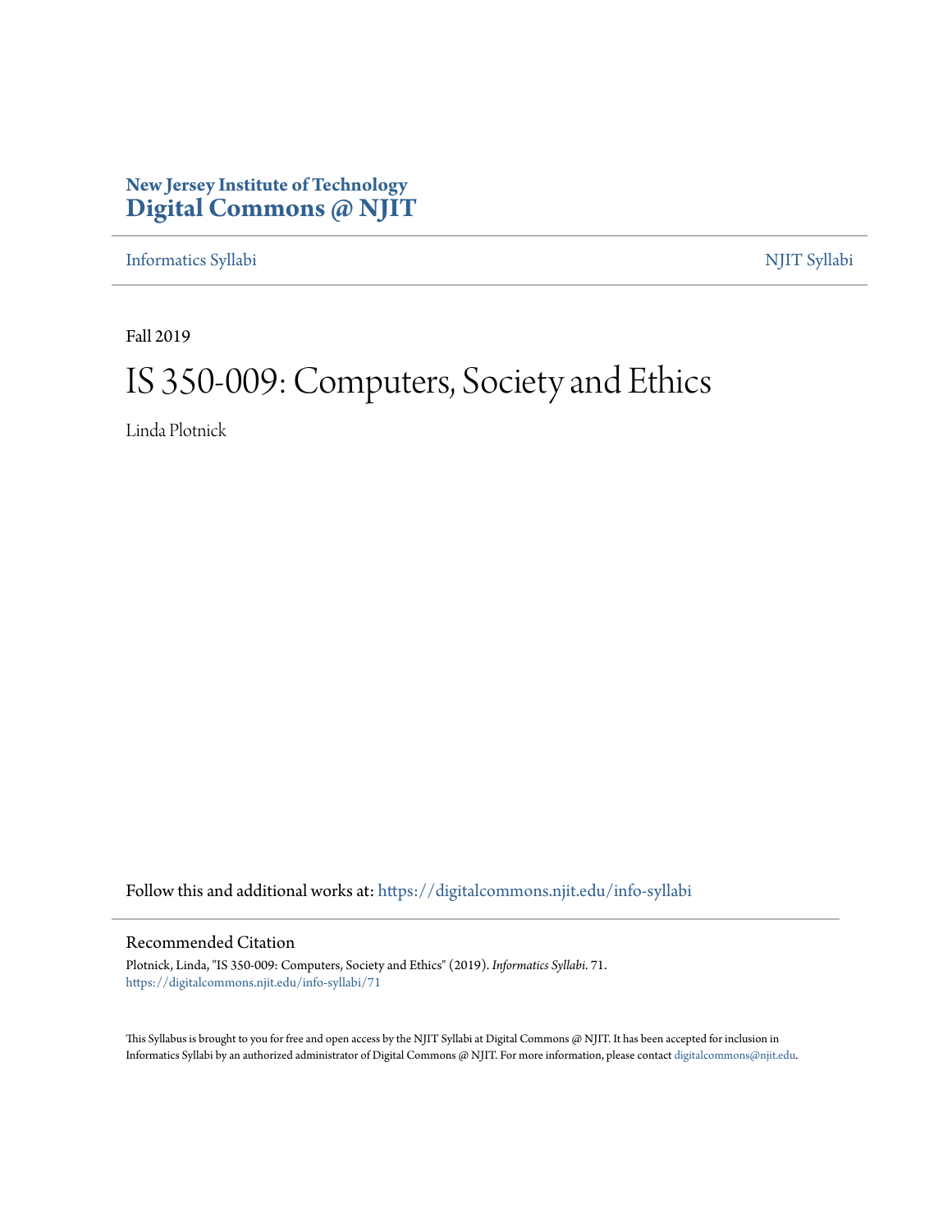New Jersey Institute of Technology
# Digital Commons @ NJIT

Informatics Syllabi

NJIT Syllabi

Fall 2019

# IS 350-009: Computers, Society and Ethics

Linda Plotnick

Follow this and additional works at: https://digitalcommons.njit.edu/info-syllabi

## Recommended Citation

Plotnick, Linda, "IS 350-009: Computers, Society and Ethics" (2019). *Informatics Syllabi*. 71.
https://digitalcommons.njit.edu/info-syllabi/71

This Syllabus is brought to you for free and open access by the NJIT Syllabi at Digital Commons @ NJIT. It has been accepted for inclusion in Informatics Syllabi by an authorized administrator of Digital Commons @ NJIT. For more information, please contact digitalcommons@njit.edu.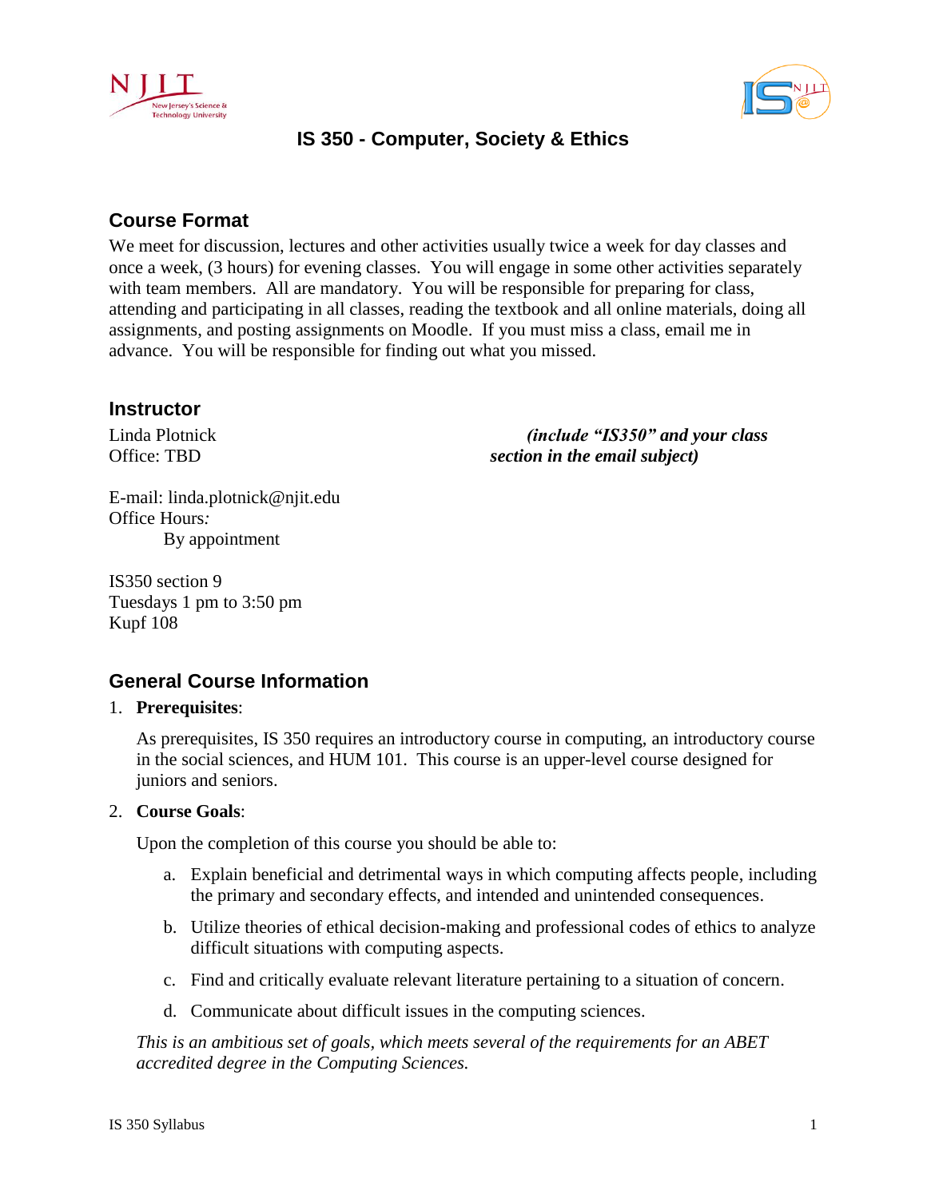# IS 350 - Computer, Society & Ethics

## Course Format

We meet for discussion, lectures and other activities usually twice a week for day classes and once a week, (3 hours) for evening classes. You will engage in some other activities separately with team members. All are mandatory. You will be responsible for preparing for class, attending and participating in all classes, reading the textbook and all online materials, doing all assignments, and posting assignments on Moodle. If you must miss a class, email me in advance. You will be responsible for finding out what you missed.

## Instructor

Linda Plotnick
Office: TBD

E-mail: linda.plotnick@njit.edu *(include "IS350" and your class section in the email subject)*
Office Hours*:*
By appointment

IS350 section 9
Tuesdays 1 pm to 3:50 pm
Kupf 108

## General Course Information

1. **Prerequisites**:

   As prerequisites, IS 350 requires an introductory course in computing, an introductory course in the social sciences, and HUM 101. This course is an upper-level course designed for juniors and seniors.

2. **Course Goals**:

   Upon the completion of this course you should be able to:

   a. Explain beneficial and detrimental ways in which computing affects people, including the primary and secondary effects, and intended and unintended consequences.

   b. Utilize theories of ethical decision-making and professional codes of ethics to analyze difficult situations with computing aspects.

   c. Find and critically evaluate relevant literature pertaining to a situation of concern.

   d. Communicate about difficult issues in the computing sciences.

   *This is an ambitious set of goals, which meets several of the requirements for an ABET accredited degree in the Computing Sciences.*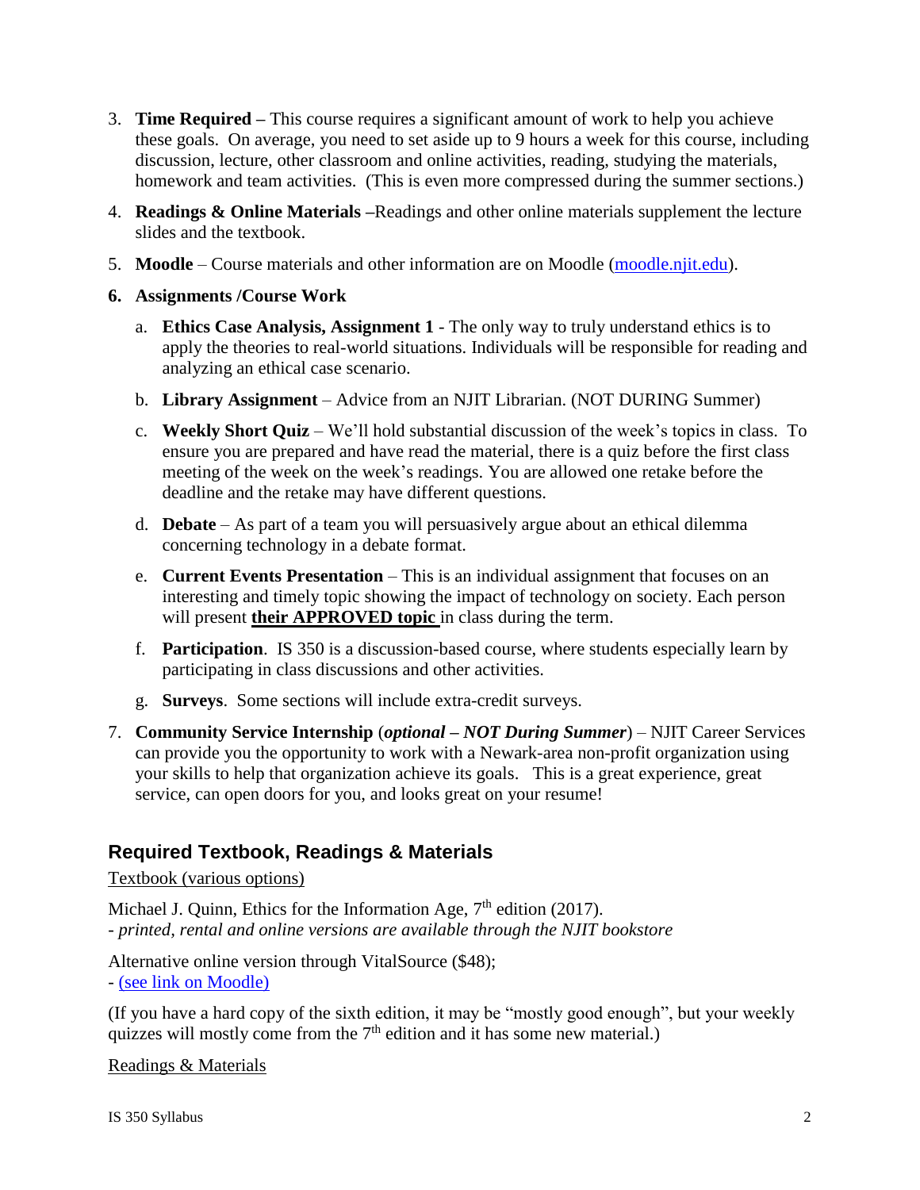3. **Time Required –** This course requires a significant amount of work to help you achieve these goals. On average, you need to set aside up to 9 hours a week for this course, including discussion, lecture, other classroom and online activities, reading, studying the materials, homework and team activities. (This is even more compressed during the summer sections.)
4. **Readings & Online Materials –**Readings and other online materials supplement the lecture slides and the textbook.
5. **Moodle** – Course materials and other information are on Moodle (moodle.njit.edu).
6. **Assignments /Course Work**
   a. **Ethics Case Analysis, Assignment 1** - The only way to truly understand ethics is to apply the theories to real-world situations. Individuals will be responsible for reading and analyzing an ethical case scenario.
   b. **Library Assignment** – Advice from an NJIT Librarian. (NOT DURING Summer)
   c. **Weekly Short Quiz** – We'll hold substantial discussion of the week's topics in class. To ensure you are prepared and have read the material, there is a quiz before the first class meeting of the week on the week's readings. You are allowed one retake before the deadline and the retake may have different questions.
   d. **Debate** – As part of a team you will persuasively argue about an ethical dilemma concerning technology in a debate format.
   e. **Current Events Presentation** – This is an individual assignment that focuses on an interesting and timely topic showing the impact of technology on society. Each person will present **their APPROVED topic** in class during the term.
   f. **Participation**. IS 350 is a discussion-based course, where students especially learn by participating in class discussions and other activities.
   g. **Surveys**. Some sections will include extra-credit surveys.
7. **Community Service Internship** (***optional – NOT During Summer***) – NJIT Career Services can provide you the opportunity to work with a Newark-area non-profit organization using your skills to help that organization achieve its goals. This is a great experience, great service, can open doors for you, and looks great on your resume!

## Required Textbook, Readings & Materials

Textbook (various options)

Michael J. Quinn, Ethics for the Information Age, 7th edition (2017).
- *printed, rental and online versions are available through the NJIT bookstore*

Alternative online version through VitalSource ($48);
- (see link on Moodle)

(If you have a hard copy of the sixth edition, it may be "mostly good enough", but your weekly quizzes will mostly come from the 7th edition and it has some new material.)

Readings & Materials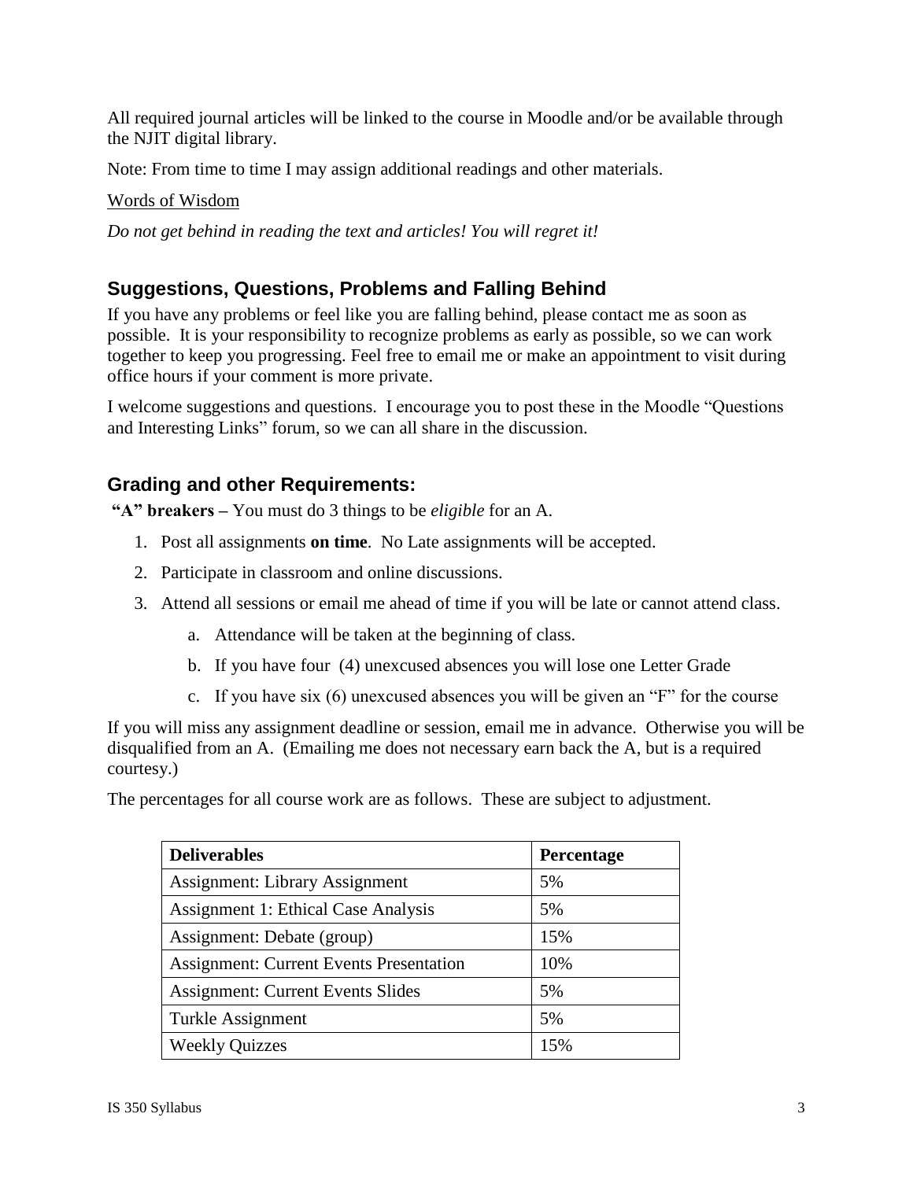All required journal articles will be linked to the course in Moodle and/or be available through the NJIT digital library.

Note: From time to time I may assign additional readings and other materials.

Words of Wisdom

*Do not get behind in reading the text and articles! You will regret it!*

## Suggestions, Questions, Problems and Falling Behind

If you have any problems or feel like you are falling behind, please contact me as soon as possible. It is your responsibility to recognize problems as early as possible, so we can work together to keep you progressing. Feel free to email me or make an appointment to visit during office hours if your comment is more private.

I welcome suggestions and questions. I encourage you to post these in the Moodle "Questions and Interesting Links" forum, so we can all share in the discussion.

## Grading and other Requirements:

**"A" breakers –** You must do 3 things to be *eligible* for an A.

1. Post all assignments **on time**. No Late assignments will be accepted.
2. Participate in classroom and online discussions.
3. Attend all sessions or email me ahead of time if you will be late or cannot attend class.
    a. Attendance will be taken at the beginning of class.
    b. If you have four (4) unexcused absences you will lose one Letter Grade
    c. If you have six (6) unexcused absences you will be given an "F" for the course

If you will miss any assignment deadline or session, email me in advance. Otherwise you will be disqualified from an A. (Emailing me does not necessary earn back the A, but is a required courtesy.)

The percentages for all course work are as follows. These are subject to adjustment.

| Deliverables | Percentage |
|---|---|
| Assignment: Library Assignment | 5% |
| Assignment 1: Ethical Case Analysis | 5% |
| Assignment: Debate (group) | 15% |
| Assignment: Current Events Presentation | 10% |
| Assignment: Current Events Slides | 5% |
| Turkle Assignment | 5% |
| Weekly Quizzes | 15% |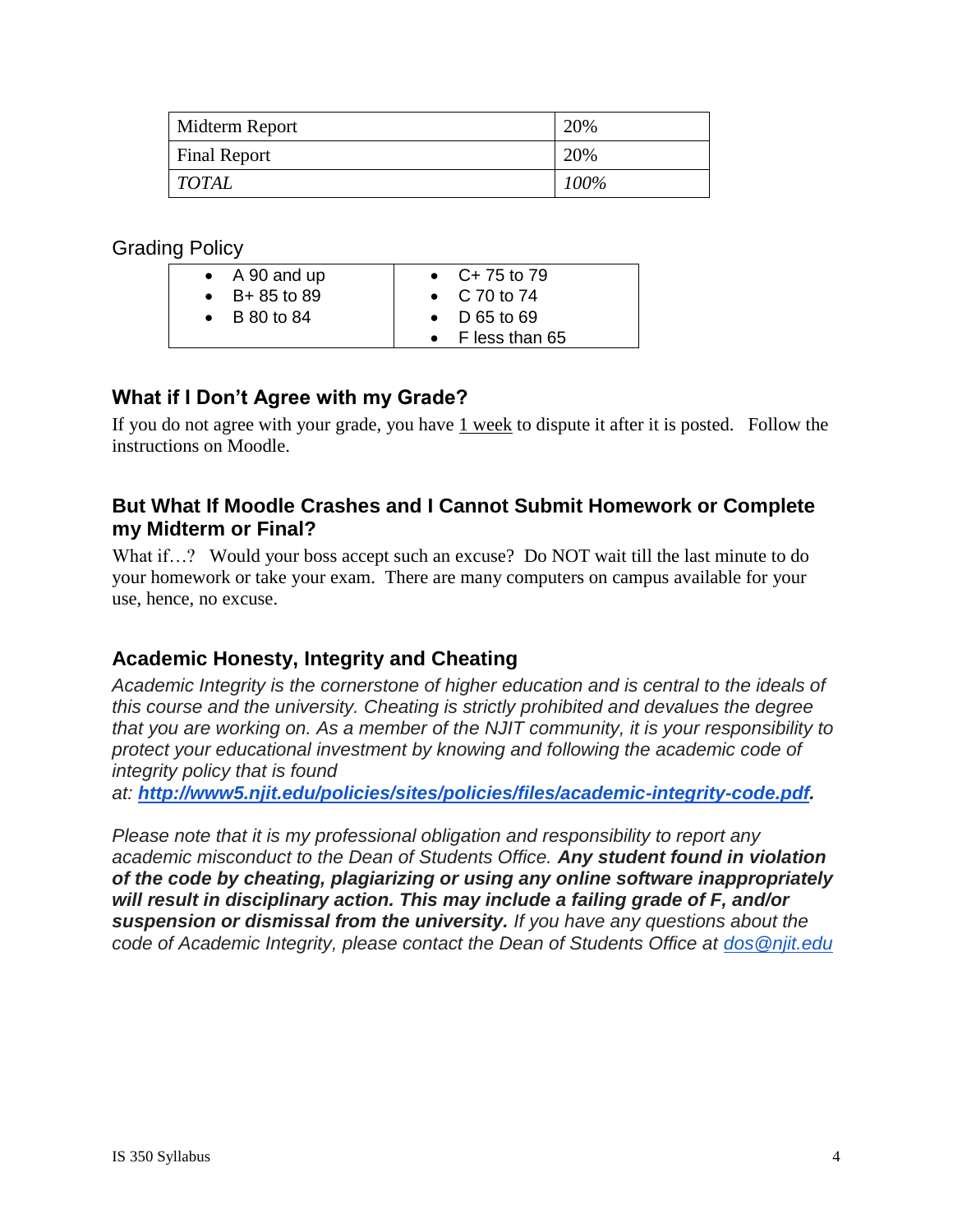| | |
|---|---|
| Midterm Report | 20% |
| Final Report | 20% |
| *TOTAL* | *100%* |

Grading Policy

| | |
|---|---|
| • A 90 and up<br>• B+ 85 to 89<br>• B 80 to 84 | • C+ 75 to 79<br>• C 70 to 74<br>• D 65 to 69<br>• F less than 65 |

### What if I Don't Agree with my Grade?

If you do not agree with your grade, you have 1 week to dispute it after it is posted. Follow the instructions on Moodle.

### But What If Moodle Crashes and I Cannot Submit Homework or Complete my Midterm or Final?

What if…? Would your boss accept such an excuse? Do NOT wait till the last minute to do your homework or take your exam. There are many computers on campus available for your use, hence, no excuse.

### Academic Honesty, Integrity and Cheating

*Academic Integrity is the cornerstone of higher education and is central to the ideals of this course and the university. Cheating is strictly prohibited and devalues the degree that you are working on. As a member of the NJIT community, it is your responsibility to protect your educational investment by knowing and following the academic code of integrity policy that is found at:* ***http://www5.njit.edu/policies/sites/policies/files/academic-integrity-code.pdf.***

*Please note that it is my professional obligation and responsibility to report any academic misconduct to the Dean of Students Office.* ***Any student found in violation of the code by cheating, plagiarizing or using any online software inappropriately will result in disciplinary action. This may include a failing grade of F, and/or suspension or dismissal from the university.*** *If you have any questions about the code of Academic Integrity, please contact the Dean of Students Office at dos@njit.edu*